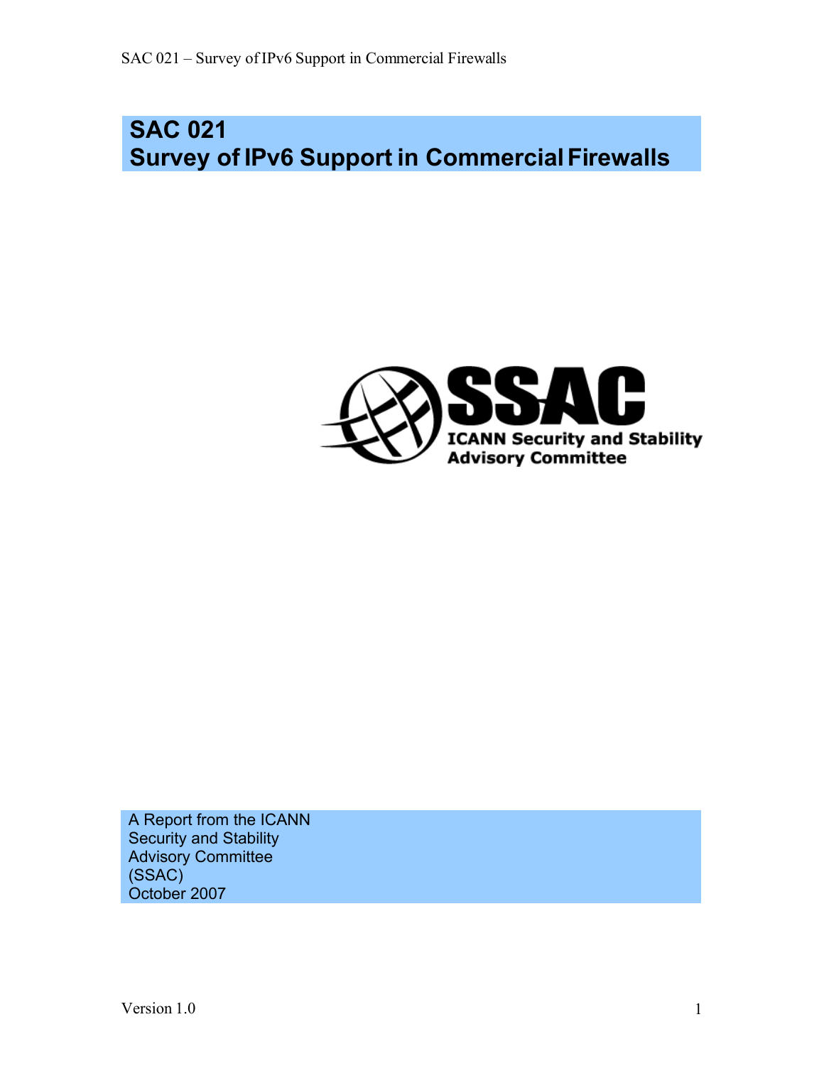# SAC 021
# Survey of IPv6 Support in Commercial Firewalls

A Report from the ICANN Security and Stability Advisory Committee (SSAC)
October 2007

Version 1.0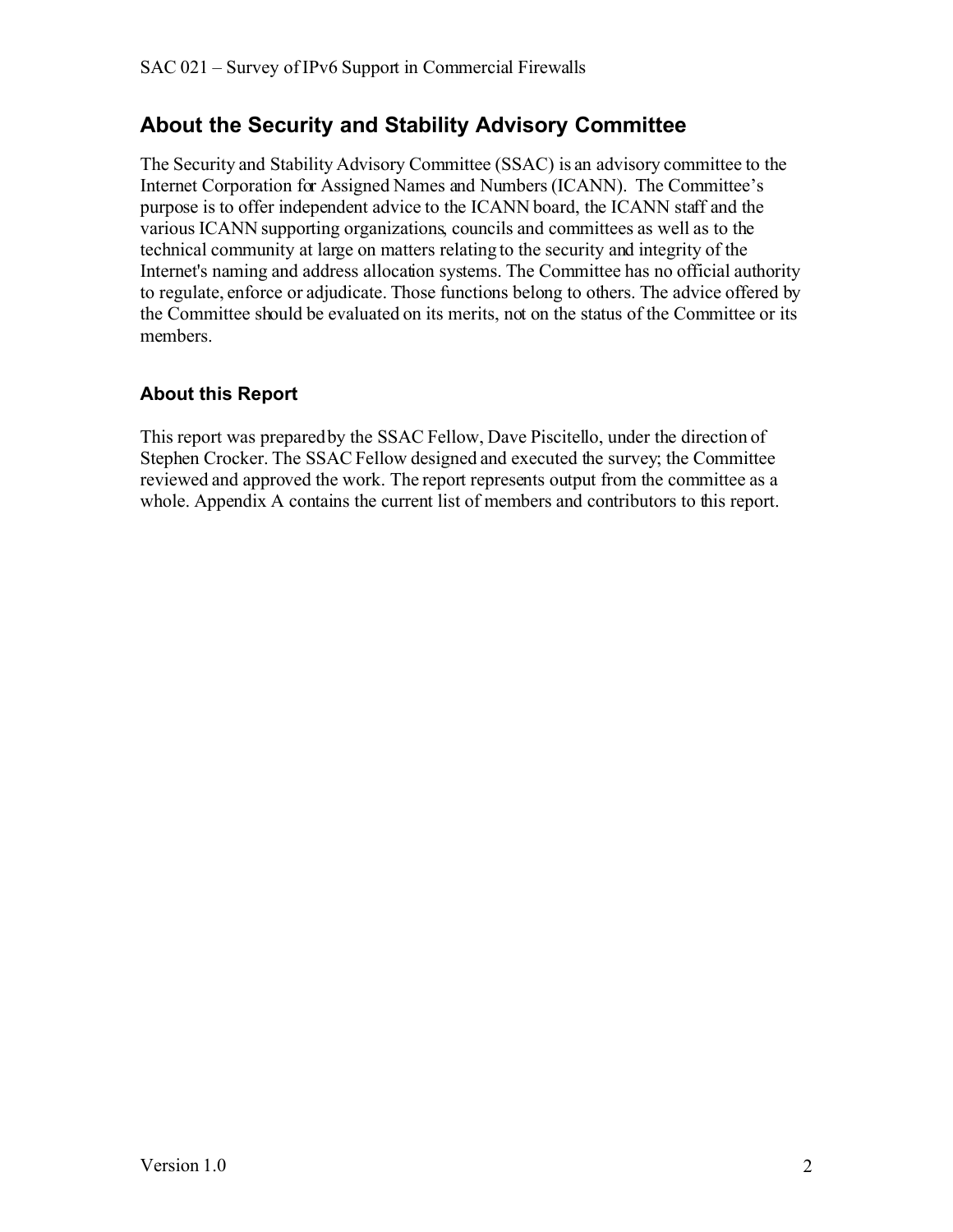## About the Security and Stability Advisory Committee

The Security and Stability Advisory Committee (SSAC) is an advisory committee to the Internet Corporation for Assigned Names and Numbers (ICANN). The Committee's purpose is to offer independent advice to the ICANN board, the ICANN staff and the various ICANN supporting organizations, councils and committees as well as to the technical community at large on matters relating to the security and integrity of the Internet's naming and address allocation systems. The Committee has no official authority to regulate, enforce or adjudicate. Those functions belong to others. The advice offered by the Committee should be evaluated on its merits, not on the status of the Committee or its members.

### About this Report

This report was prepared by the SSAC Fellow, Dave Piscitello, under the direction of Stephen Crocker. The SSAC Fellow designed and executed the survey; the Committee reviewed and approved the work. The report represents output from the committee as a whole. Appendix A contains the current list of members and contributors to this report.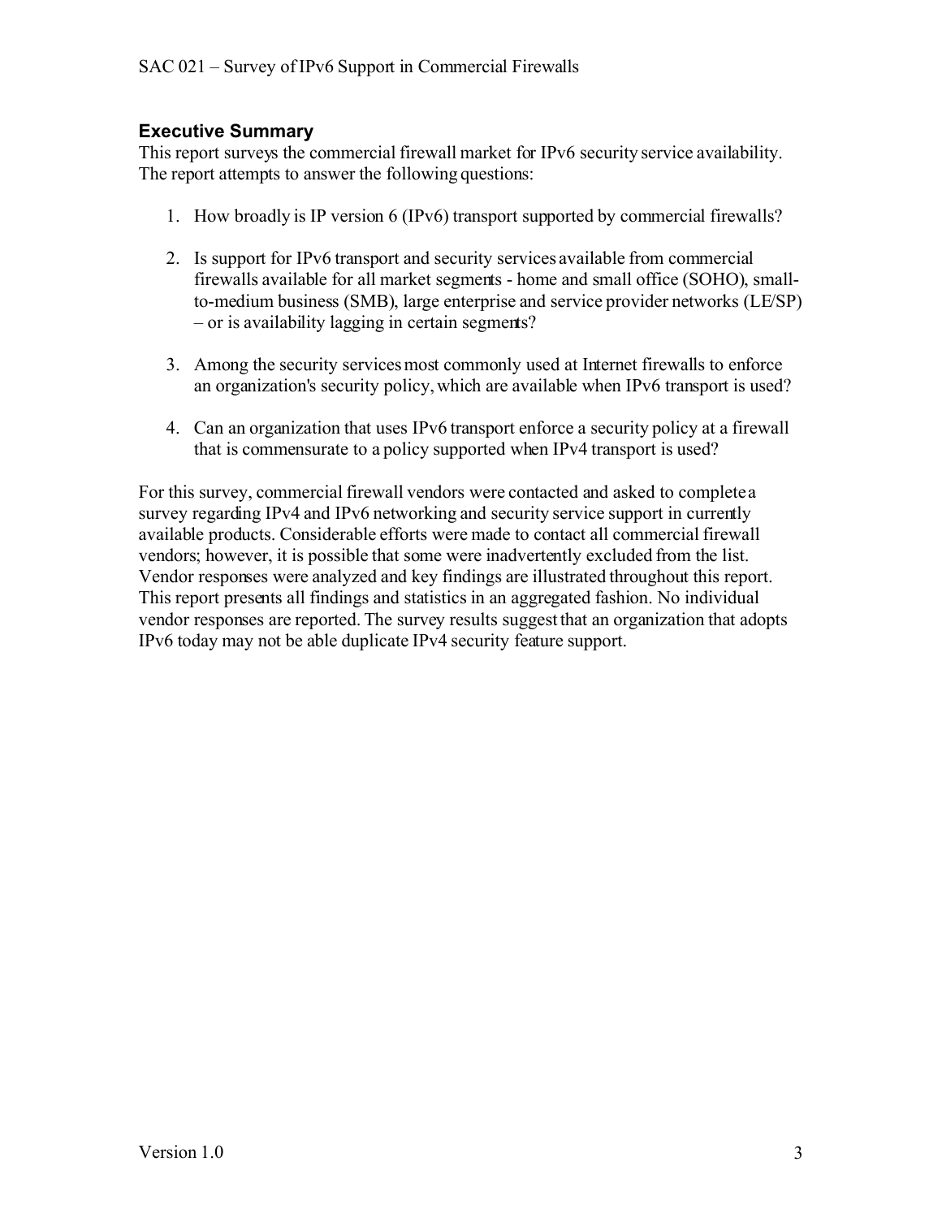## Executive Summary

This report surveys the commercial firewall market for IPv6 security service availability. The report attempts to answer the following questions:

1. How broadly is IP version 6 (IPv6) transport supported by commercial firewalls?

2. Is support for IPv6 transport and security services available from commercial firewalls available for all market segments - home and small office (SOHO), small-to-medium business (SMB), large enterprise and service provider networks (LE/SP) – or is availability lagging in certain segments?

3. Among the security services most commonly used at Internet firewalls to enforce an organization's security policy, which are available when IPv6 transport is used?

4. Can an organization that uses IPv6 transport enforce a security policy at a firewall that is commensurate to a policy supported when IPv4 transport is used?

For this survey, commercial firewall vendors were contacted and asked to complete a survey regarding IPv4 and IPv6 networking and security service support in currently available products. Considerable efforts were made to contact all commercial firewall vendors; however, it is possible that some were inadvertently excluded from the list. Vendor responses were analyzed and key findings are illustrated throughout this report. This report presents all findings and statistics in an aggregated fashion. No individual vendor responses are reported. The survey results suggest that an organization that adopts IPv6 today may not be able duplicate IPv4 security feature support.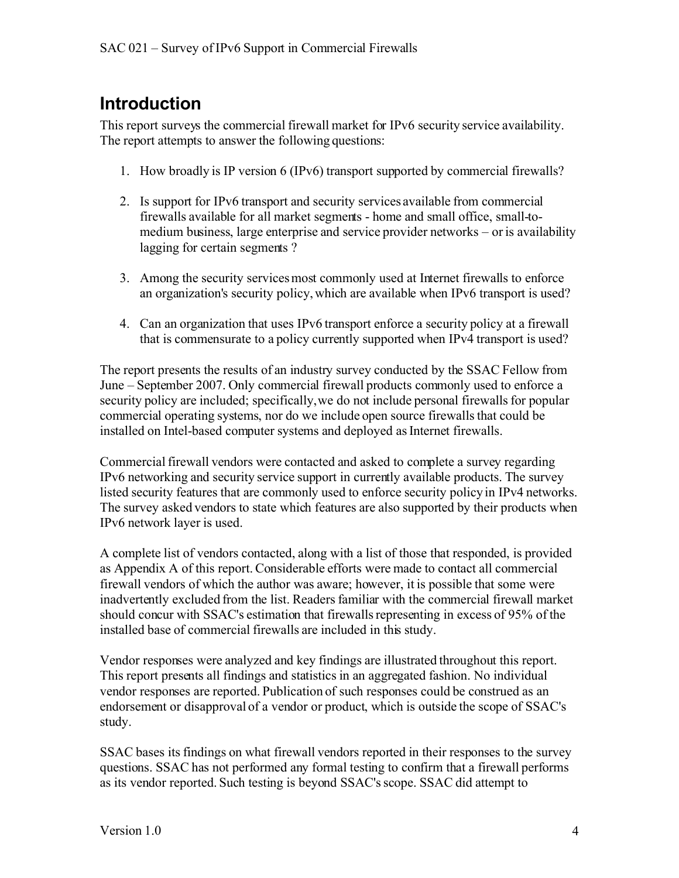## Introduction

This report surveys the commercial firewall market for IPv6 security service availability. The report attempts to answer the following questions:

1. How broadly is IP version 6 (IPv6) transport supported by commercial firewalls?

2. Is support for IPv6 transport and security services available from commercial firewalls available for all market segments - home and small office, small-to-medium business, large enterprise and service provider networks – or is availability lagging for certain segments ?

3. Among the security services most commonly used at Internet firewalls to enforce an organization's security policy, which are available when IPv6 transport is used?

4. Can an organization that uses IPv6 transport enforce a security policy at a firewall that is commensurate to a policy currently supported when IPv4 transport is used?

The report presents the results of an industry survey conducted by the SSAC Fellow from June – September 2007. Only commercial firewall products commonly used to enforce a security policy are included; specifically, we do not include personal firewalls for popular commercial operating systems, nor do we include open source firewalls that could be installed on Intel-based computer systems and deployed as Internet firewalls.

Commercial firewall vendors were contacted and asked to complete a survey regarding IPv6 networking and security service support in currently available products. The survey listed security features that are commonly used to enforce security policy in IPv4 networks. The survey asked vendors to state which features are also supported by their products when IPv6 network layer is used.

A complete list of vendors contacted, along with a list of those that responded, is provided as Appendix A of this report. Considerable efforts were made to contact all commercial firewall vendors of which the author was aware; however, it is possible that some were inadvertently excluded from the list. Readers familiar with the commercial firewall market should concur with SSAC's estimation that firewalls representing in excess of 95% of the installed base of commercial firewalls are included in this study.

Vendor responses were analyzed and key findings are illustrated throughout this report. This report presents all findings and statistics in an aggregated fashion. No individual vendor responses are reported. Publication of such responses could be construed as an endorsement or disapproval of a vendor or product, which is outside the scope of SSAC's study.

SSAC bases its findings on what firewall vendors reported in their responses to the survey questions. SSAC has not performed any formal testing to confirm that a firewall performs as its vendor reported. Such testing is beyond SSAC's scope. SSAC did attempt to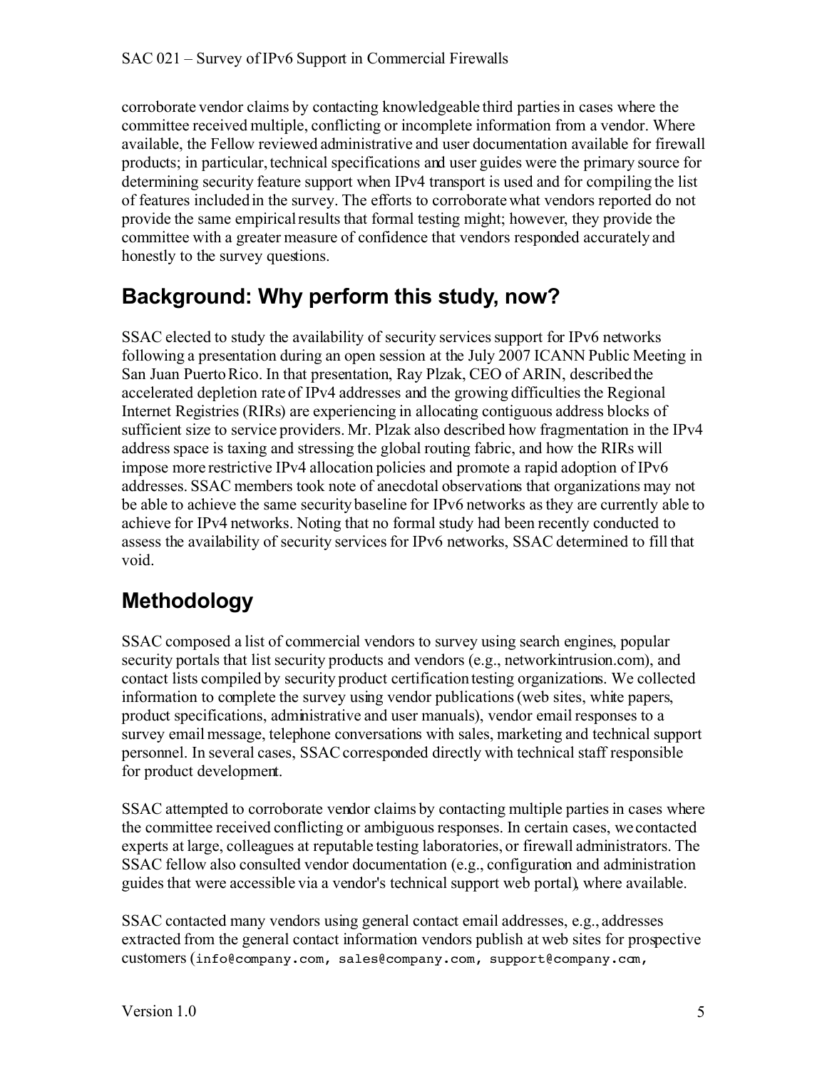corroborate vendor claims by contacting knowledgeable third parties in cases where the committee received multiple, conflicting or incomplete information from a vendor. Where available, the Fellow reviewed administrative and user documentation available for firewall products; in particular, technical specifications and user guides were the primary source for determining security feature support when IPv4 transport is used and for compiling the list of features included in the survey. The efforts to corroborate what vendors reported do not provide the same empirical results that formal testing might; however, they provide the committee with a greater measure of confidence that vendors responded accurately and honestly to the survey questions.

## Background: Why perform this study, now?

SSAC elected to study the availability of security services support for IPv6 networks following a presentation during an open session at the July 2007 ICANN Public Meeting in San Juan Puerto Rico. In that presentation, Ray Plzak, CEO of ARIN, described the accelerated depletion rate of IPv4 addresses and the growing difficulties the Regional Internet Registries (RIRs) are experiencing in allocating contiguous address blocks of sufficient size to service providers. Mr. Plzak also described how fragmentation in the IPv4 address space is taxing and stressing the global routing fabric, and how the RIRs will impose more restrictive IPv4 allocation policies and promote a rapid adoption of IPv6 addresses. SSAC members took note of anecdotal observations that organizations may not be able to achieve the same security baseline for IPv6 networks as they are currently able to achieve for IPv4 networks. Noting that no formal study had been recently conducted to assess the availability of security services for IPv6 networks, SSAC determined to fill that void.

## Methodology

SSAC composed a list of commercial vendors to survey using search engines, popular security portals that list security products and vendors (e.g., networkintrusion.com), and contact lists compiled by security product certification testing organizations. We collected information to complete the survey using vendor publications (web sites, white papers, product specifications, administrative and user manuals), vendor email responses to a survey email message, telephone conversations with sales, marketing and technical support personnel. In several cases, SSAC corresponded directly with technical staff responsible for product development.

SSAC attempted to corroborate vendor claims by contacting multiple parties in cases where the committee received conflicting or ambiguous responses. In certain cases, we contacted experts at large, colleagues at reputable testing laboratories, or firewall administrators. The SSAC fellow also consulted vendor documentation (e.g., configuration and administration guides that were accessible via a vendor's technical support web portal), where available.

SSAC contacted many vendors using general contact email addresses, e.g., addresses extracted from the general contact information vendors publish at web sites for prospective customers (`info@company.com, sales@company.com, support@company.com,`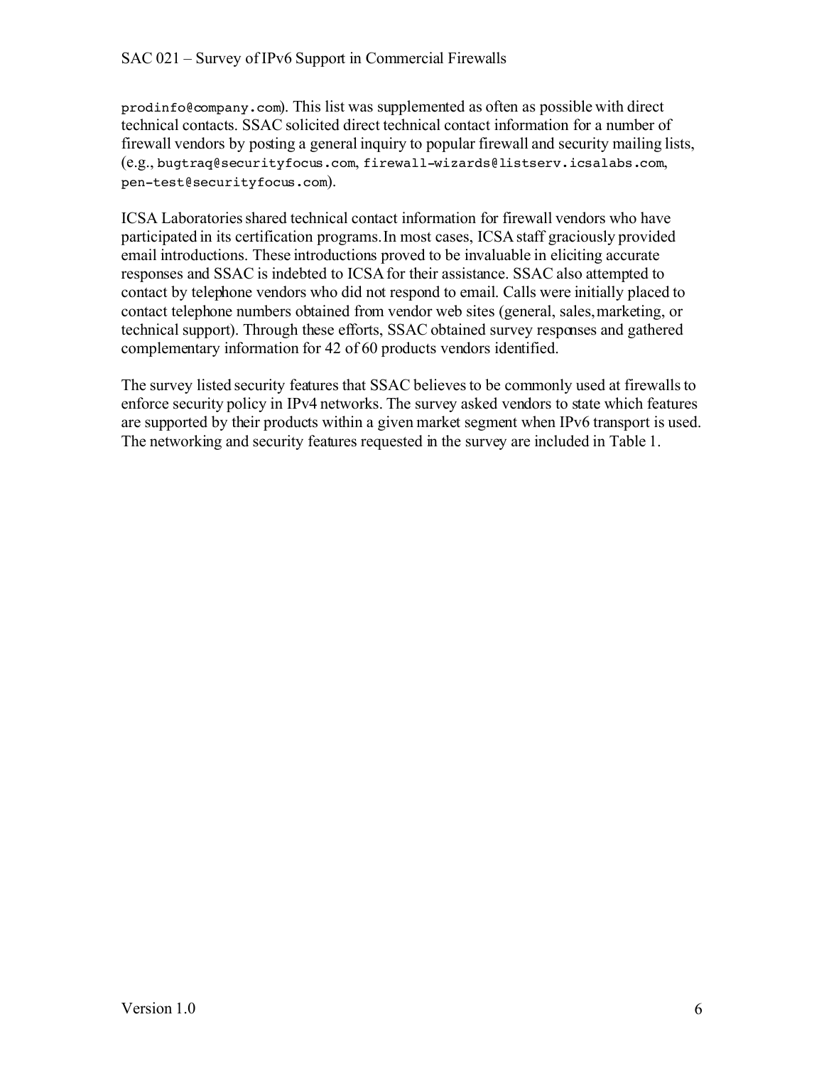prodinfo@company.com). This list was supplemented as often as possible with direct technical contacts. SSAC solicited direct technical contact information for a number of firewall vendors by posting a general inquiry to popular firewall and security mailing lists, (e.g., bugtraq@securityfocus.com, firewall-wizards@listserv.icsalabs.com, pen-test@securityfocus.com).

ICSA Laboratories shared technical contact information for firewall vendors who have participated in its certification programs. In most cases, ICSA staff graciously provided email introductions. These introductions proved to be invaluable in eliciting accurate responses and SSAC is indebted to ICSA for their assistance. SSAC also attempted to contact by telephone vendors who did not respond to email. Calls were initially placed to contact telephone numbers obtained from vendor web sites (general, sales, marketing, or technical support). Through these efforts, SSAC obtained survey responses and gathered complementary information for 42 of 60 products vendors identified.

The survey listed security features that SSAC believes to be commonly used at firewalls to enforce security policy in IPv4 networks. The survey asked vendors to state which features are supported by their products within a given market segment when IPv6 transport is used. The networking and security features requested in the survey are included in Table 1.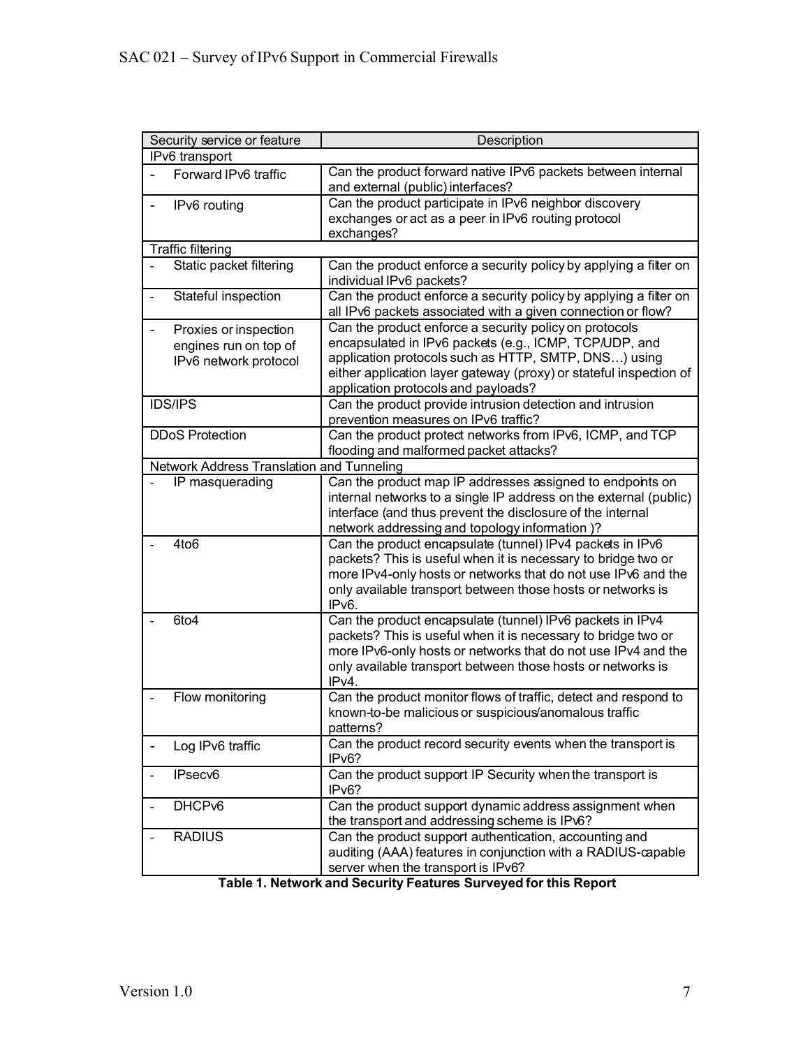| Security service or feature | Description |
|---|---|
| IPv6 transport | |
| - Forward IPv6 traffic | Can the product forward native IPv6 packets between internal and external (public) interfaces? |
| - IPv6 routing | Can the product participate in IPv6 neighbor discovery exchanges or act as a peer in IPv6 routing protocol exchanges? |
| Traffic filtering | |
| - Static packet filtering | Can the product enforce a security policy by applying a filter on individual IPv6 packets? |
| - Stateful inspection | Can the product enforce a security policy by applying a filter on all IPv6 packets associated with a given connection or flow? |
| - Proxies or inspection engines run on top of IPv6 network protocol | Can the product enforce a security policy on protocols encapsulated in IPv6 packets (e.g., ICMP, TCP/UDP, and application protocols such as HTTP, SMTP, DNS…) using either application layer gateway (proxy) or stateful inspection of application protocols and payloads? |
| IDS/IPS | Can the product provide intrusion detection and intrusion prevention measures on IPv6 traffic? |
| DDoS Protection | Can the product protect networks from IPv6, ICMP, and TCP flooding and malformed packet attacks? |
| Network Address Translation and Tunneling | |
| - IP masquerading | Can the product map IP addresses assigned to endpoints on internal networks to a single IP address on the external (public) interface (and thus prevent the disclosure of the internal network addressing and topology information )? |
| - 4to6 | Can the product encapsulate (tunnel) IPv4 packets in IPv6 packets? This is useful when it is necessary to bridge two or more IPv4-only hosts or networks that do not use IPv6 and the only available transport between those hosts or networks is IPv6. |
| - 6to4 | Can the product encapsulate (tunnel) IPv6 packets in IPv4 packets? This is useful when it is necessary to bridge two or more IPv6-only hosts or networks that do not use IPv4 and the only available transport between those hosts or networks is IPv4. |
| - Flow monitoring | Can the product monitor flows of traffic, detect and respond to known-to-be malicious or suspicious/anomalous traffic patterns? |
| - Log IPv6 traffic | Can the product record security events when the transport is IPv6? |
| - IPsecv6 | Can the product support IP Security when the transport is IPv6? |
| - DHCPv6 | Can the product support dynamic address assignment when the transport and addressing scheme is IPv6? |
| - RADIUS | Can the product support authentication, accounting and auditing (AAA) features in conjunction with a RADIUS-capable server when the transport is IPv6? |

**Table 1. Network and Security Features Surveyed for this Report**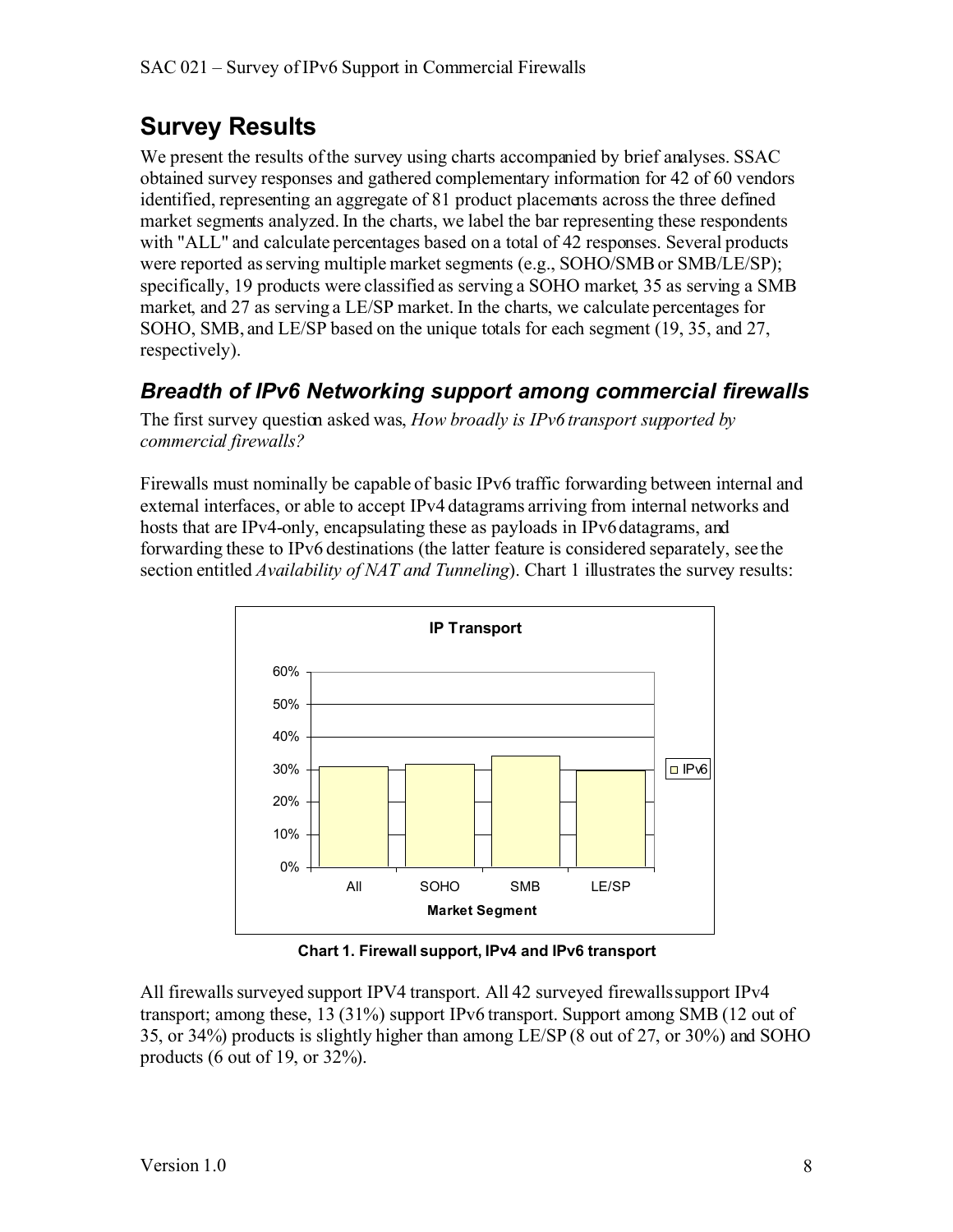# Survey Results

We present the results of the survey using charts accompanied by brief analyses. SSAC obtained survey responses and gathered complementary information for 42 of 60 vendors identified, representing an aggregate of 81 product placements across the three defined market segments analyzed. In the charts, we label the bar representing these respondents with "ALL" and calculate percentages based on a total of 42 responses. Several products were reported as serving multiple market segments (e.g., SOHO/SMB or SMB/LE/SP); specifically, 19 products were classified as serving a SOHO market, 35 as serving a SMB market, and 27 as serving a LE/SP market. In the charts, we calculate percentages for SOHO, SMB, and LE/SP based on the unique totals for each segment (19, 35, and 27, respectively).

## *Breadth of IPv6 Networking support among commercial firewalls*

The first survey question asked was, *How broadly is IPv6 transport supported by commercial firewalls?*

Firewalls must nominally be capable of basic IPv6 traffic forwarding between internal and external interfaces, or able to accept IPv4 datagrams arriving from internal networks and hosts that are IPv4-only, encapsulating these as payloads in IPv6 datagrams, and forwarding these to IPv6 destinations (the latter feature is considered separately, see the section entitled *Availability of NAT and Tunneling*). Chart 1 illustrates the survey results:

**Chart 1. Firewall support, IPv4 and IPv6 transport**

All firewalls surveyed support IPV4 transport. All 42 surveyed firewalls support IPv4 transport; among these, 13 (31%) support IPv6 transport. Support among SMB (12 out of 35, or 34%) products is slightly higher than among LE/SP (8 out of 27, or 30%) and SOHO products (6 out of 19, or 32%).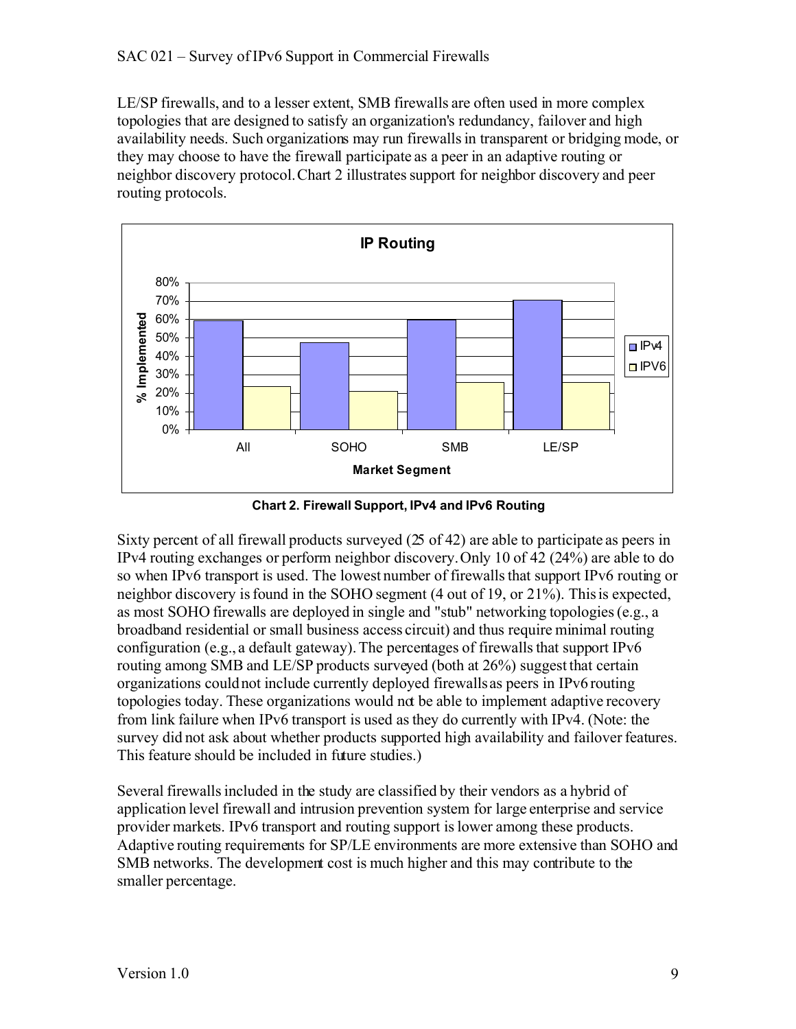LE/SP firewalls, and to a lesser extent, SMB firewalls are often used in more complex topologies that are designed to satisfy an organization's redundancy, failover and high availability needs. Such organizations may run firewalls in transparent or bridging mode, or they may choose to have the firewall participate as a peer in an adaptive routing or neighbor discovery protocol. Chart 2 illustrates support for neighbor discovery and peer routing protocols.

**Chart 2. Firewall Support, IPv4 and IPv6 Routing**

Sixty percent of all firewall products surveyed (25 of 42) are able to participate as peers in IPv4 routing exchanges or perform neighbor discovery. Only 10 of 42 (24%) are able to do so when IPv6 transport is used. The lowest number of firewalls that support IPv6 routing or neighbor discovery is found in the SOHO segment (4 out of 19, or 21%). This is expected, as most SOHO firewalls are deployed in single and "stub" networking topologies (e.g., a broadband residential or small business access circuit) and thus require minimal routing configuration (e.g., a default gateway). The percentages of firewalls that support IPv6 routing among SMB and LE/SP products surveyed (both at 26%) suggest that certain organizations could not include currently deployed firewalls as peers in IPv6 routing topologies today. These organizations would not be able to implement adaptive recovery from link failure when IPv6 transport is used as they do currently with IPv4. (Note: the survey did not ask about whether products supported high availability and failover features. This feature should be included in future studies.)

Several firewalls included in the study are classified by their vendors as a hybrid of application level firewall and intrusion prevention system for large enterprise and service provider markets. IPv6 transport and routing support is lower among these products. Adaptive routing requirements for SP/LE environments are more extensive than SOHO and SMB networks. The development cost is much higher and this may contribute to the smaller percentage.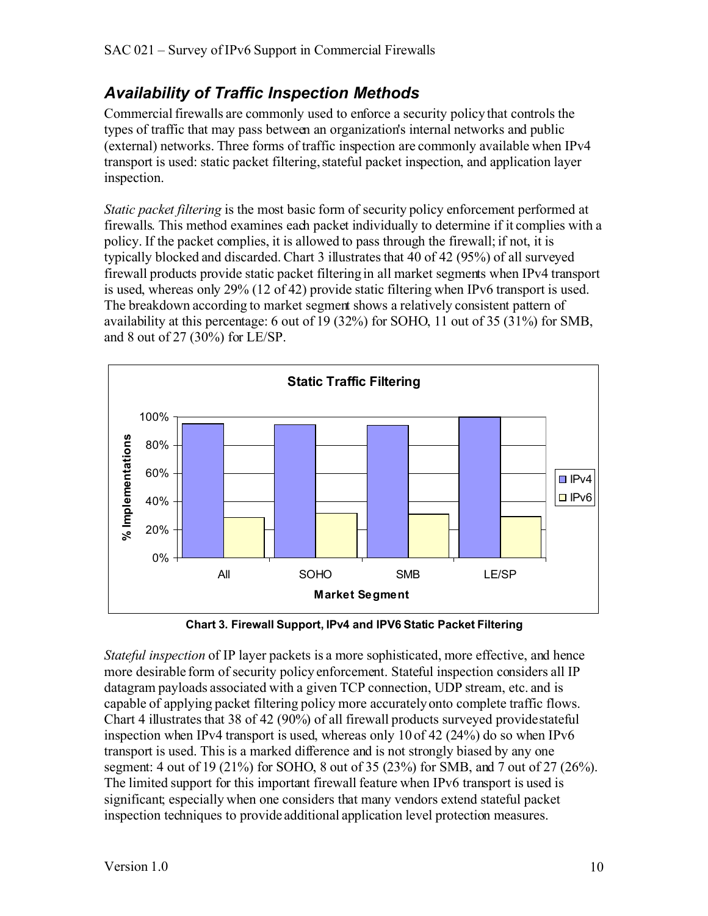## *Availability of Traffic Inspection Methods*

Commercial firewalls are commonly used to enforce a security policy that controls the types of traffic that may pass between an organization's internal networks and public (external) networks. Three forms of traffic inspection are commonly available when IPv4 transport is used: static packet filtering, stateful packet inspection, and application layer inspection.

*Static packet filtering* is the most basic form of security policy enforcement performed at firewalls. This method examines each packet individually to determine if it complies with a policy. If the packet complies, it is allowed to pass through the firewall; if not, it is typically blocked and discarded. Chart 3 illustrates that 40 of 42 (95%) of all surveyed firewall products provide static packet filtering in all market segments when IPv4 transport is used, whereas only 29% (12 of 42) provide static filtering when IPv6 transport is used. The breakdown according to market segment shows a relatively consistent pattern of availability at this percentage: 6 out of 19 (32%) for SOHO, 11 out of 35 (31%) for SMB, and 8 out of 27 (30%) for LE/SP.

**Chart 3. Firewall Support, IPv4 and IPV6 Static Packet Filtering**

*Stateful inspection* of IP layer packets is a more sophisticated, more effective, and hence more desirable form of security policy enforcement. Stateful inspection considers all IP datagram payloads associated with a given TCP connection, UDP stream, etc. and is capable of applying packet filtering policy more accurately onto complete traffic flows. Chart 4 illustrates that 38 of 42 (90%) of all firewall products surveyed provide stateful inspection when IPv4 transport is used, whereas only 10 of 42 (24%) do so when IPv6 transport is used. This is a marked difference and is not strongly biased by any one segment: 4 out of 19 (21%) for SOHO, 8 out of 35 (23%) for SMB, and 7 out of 27 (26%). The limited support for this important firewall feature when IPv6 transport is used is significant; especially when one considers that many vendors extend stateful packet inspection techniques to provide additional application level protection measures.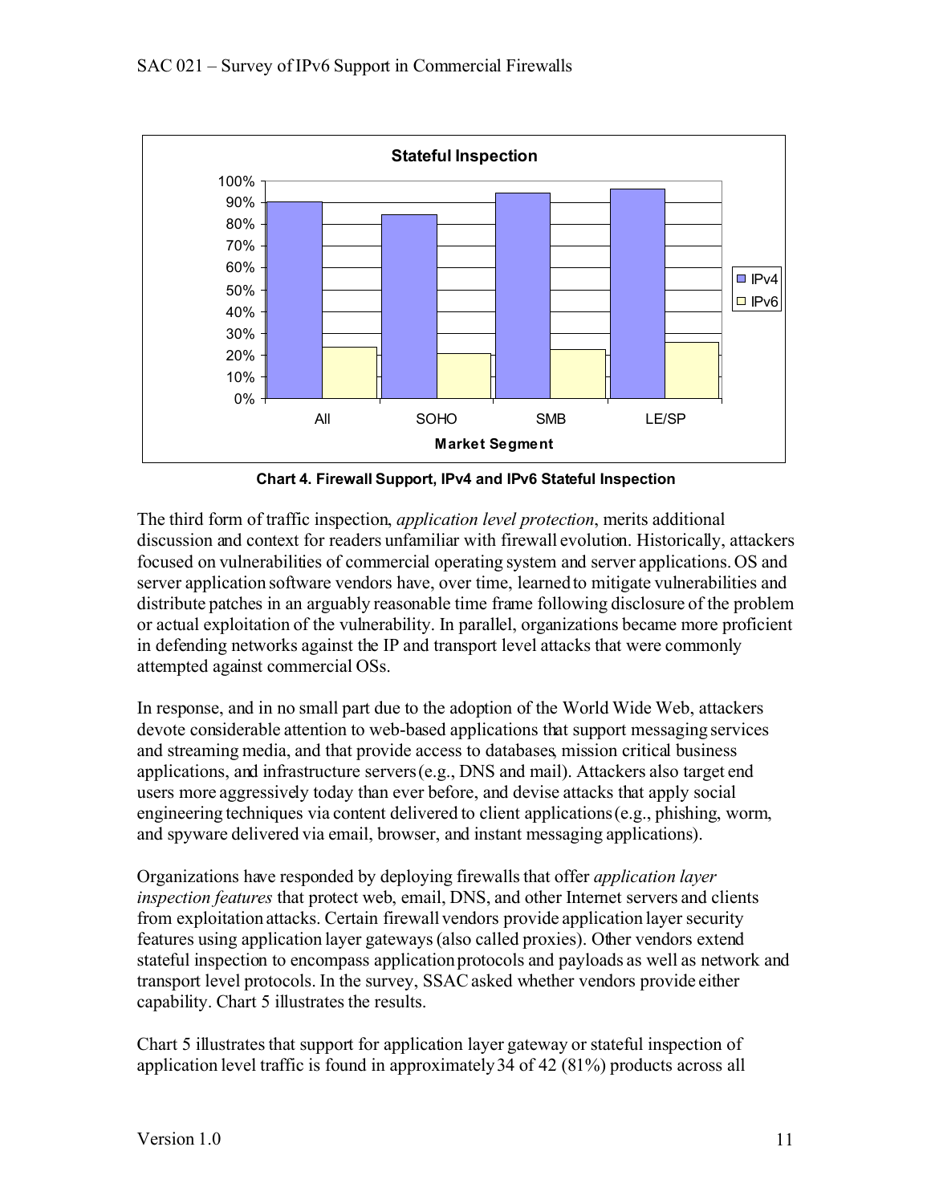**Chart 4. Firewall Support, IPv4 and IPv6 Stateful Inspection**

The third form of traffic inspection, *application level protection*, merits additional discussion and context for readers unfamiliar with firewall evolution. Historically, attackers focused on vulnerabilities of commercial operating system and server applications. OS and server application software vendors have, over time, learned to mitigate vulnerabilities and distribute patches in an arguably reasonable time frame following disclosure of the problem or actual exploitation of the vulnerability. In parallel, organizations became more proficient in defending networks against the IP and transport level attacks that were commonly attempted against commercial OSs.

In response, and in no small part due to the adoption of the World Wide Web, attackers devote considerable attention to web-based applications that support messaging services and streaming media, and that provide access to databases, mission critical business applications, and infrastructure servers (e.g., DNS and mail). Attackers also target end users more aggressively today than ever before, and devise attacks that apply social engineering techniques via content delivered to client applications (e.g., phishing, worm, and spyware delivered via email, browser, and instant messaging applications).

Organizations have responded by deploying firewalls that offer *application layer inspection features* that protect web, email, DNS, and other Internet servers and clients from exploitation attacks. Certain firewall vendors provide application layer security features using application layer gateways (also called proxies). Other vendors extend stateful inspection to encompass application protocols and payloads as well as network and transport level protocols. In the survey, SSAC asked whether vendors provide either capability. Chart 5 illustrates the results.

Chart 5 illustrates that support for application layer gateway or stateful inspection of application level traffic is found in approximately 34 of 42 (81%) products across all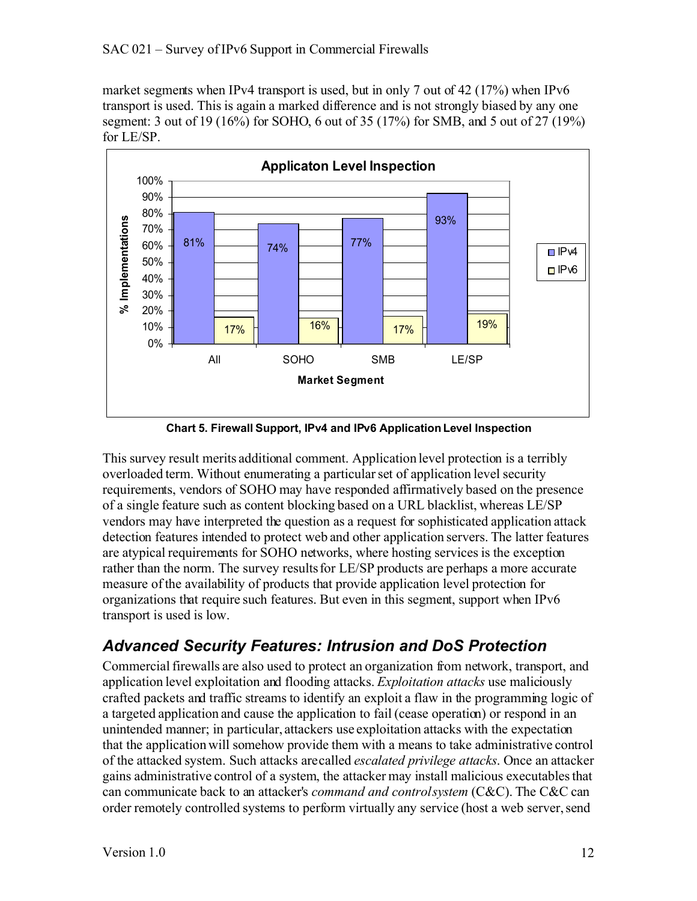market segments when IPv4 transport is used, but in only 7 out of 42 (17%) when IPv6 transport is used. This is again a marked difference and is not strongly biased by any one segment: 3 out of 19 (16%) for SOHO, 6 out of 35 (17%) for SMB, and 5 out of 27 (19%) for LE/SP.

| Market Segment | IPv4 | IPv6 |
|---|---|---|
| All | 81% | 17% |
| SOHO | 74% | 16% |
| SMB | 77% | 17% |
| LE/SP | 93% | 19% |

**Chart 5. Firewall Support, IPv4 and IPv6 Application Level Inspection**

This survey result merits additional comment. Application level protection is a terribly overloaded term. Without enumerating a particular set of application level security requirements, vendors of SOHO may have responded affirmatively based on the presence of a single feature such as content blocking based on a URL blacklist, whereas LE/SP vendors may have interpreted the question as a request for sophisticated application attack detection features intended to protect web and other application servers. The latter features are atypical requirements for SOHO networks, where hosting services is the exception rather than the norm. The survey results for LE/SP products are perhaps a more accurate measure of the availability of products that provide application level protection for organizations that require such features. But even in this segment, support when IPv6 transport is used is low.

## *Advanced Security Features: Intrusion and DoS Protection*

Commercial firewalls are also used to protect an organization from network, transport, and application level exploitation and flooding attacks. *Exploitation attacks* use maliciously crafted packets and traffic streams to identify an exploit a flaw in the programming logic of a targeted application and cause the application to fail (cease operation) or respond in an unintended manner; in particular, attackers use exploitation attacks with the expectation that the application will somehow provide them with a means to take administrative control of the attacked system. Such attacks are called *escalated privilege attacks*. Once an attacker gains administrative control of a system, the attacker may install malicious executables that can communicate back to an attacker's *command and control system* (C&C). The C&C can order remotely controlled systems to perform virtually any service (host a web server, send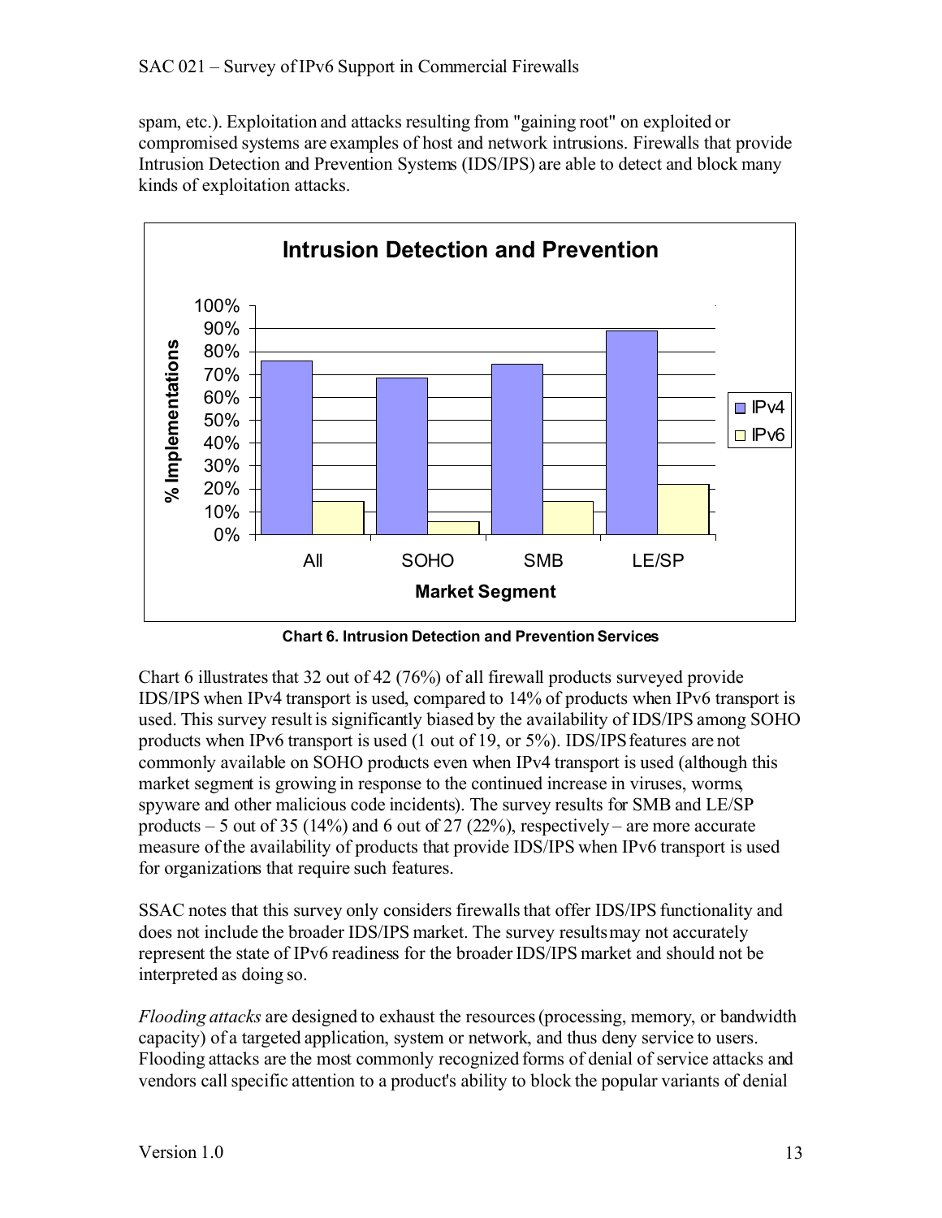spam, etc.). Exploitation and attacks resulting from "gaining root" on exploited or compromised systems are examples of host and network intrusions. Firewalls that provide Intrusion Detection and Prevention Systems (IDS/IPS) are able to detect and block many kinds of exploitation attacks.

**Chart 6. Intrusion Detection and Prevention Services**

Chart 6 illustrates that 32 out of 42 (76%) of all firewall products surveyed provide IDS/IPS when IPv4 transport is used, compared to 14% of products when IPv6 transport is used. This survey result is significantly biased by the availability of IDS/IPS among SOHO products when IPv6 transport is used (1 out of 19, or 5%). IDS/IPS features are not commonly available on SOHO products even when IPv4 transport is used (although this market segment is growing in response to the continued increase in viruses, worms, spyware and other malicious code incidents). The survey results for SMB and LE/SP products – 5 out of 35 (14%) and 6 out of 27 (22%), respectively – are more accurate measure of the availability of products that provide IDS/IPS when IPv6 transport is used for organizations that require such features.

SSAC notes that this survey only considers firewalls that offer IDS/IPS functionality and does not include the broader IDS/IPS market. The survey results may not accurately represent the state of IPv6 readiness for the broader IDS/IPS market and should not be interpreted as doing so.

*Flooding attacks* are designed to exhaust the resources (processing, memory, or bandwidth capacity) of a targeted application, system or network, and thus deny service to users. Flooding attacks are the most commonly recognized forms of denial of service attacks and vendors call specific attention to a product's ability to block the popular variants of denial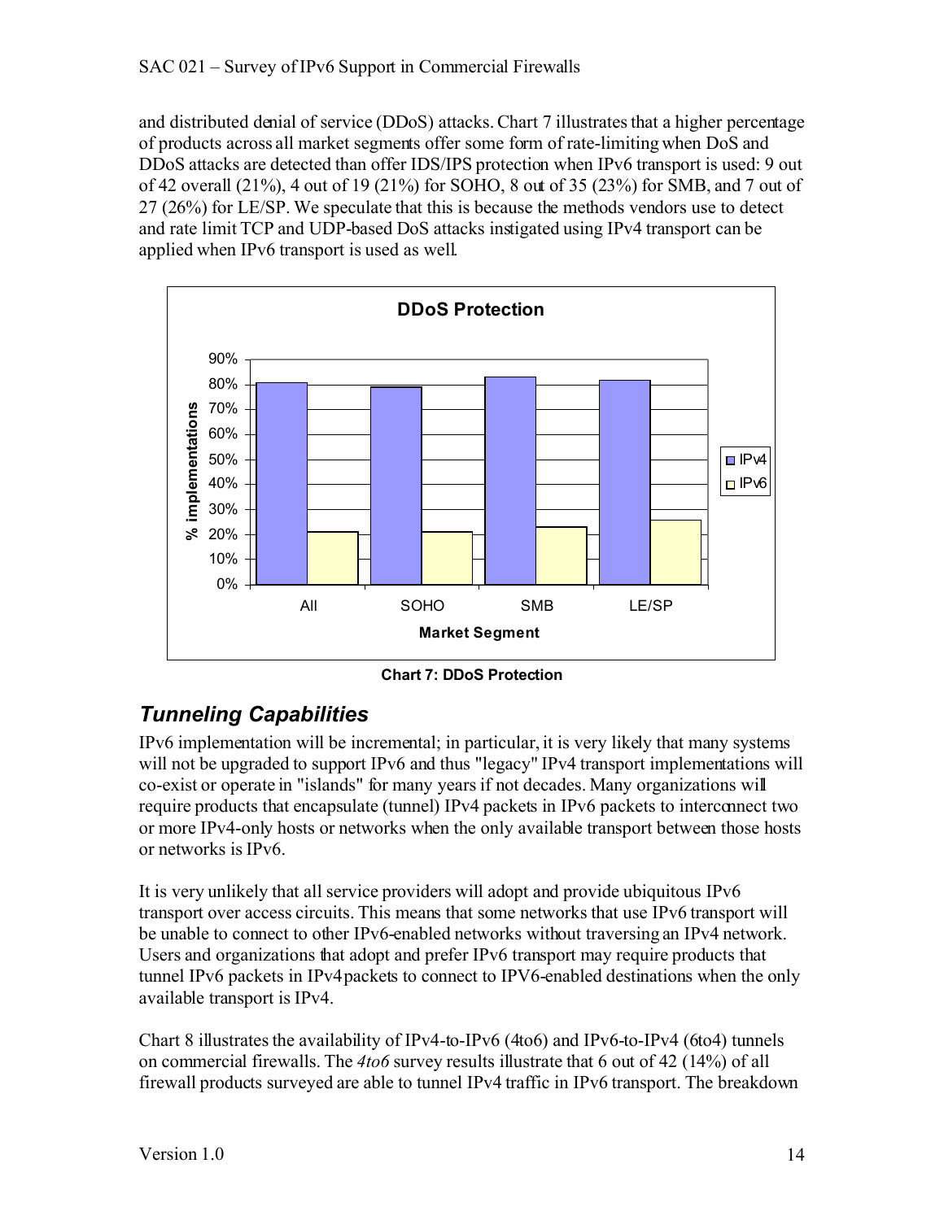and distributed denial of service (DDoS) attacks. Chart 7 illustrates that a higher percentage of products across all market segments offer some form of rate-limiting when DoS and DDoS attacks are detected than offer IDS/IPS protection when IPv6 transport is used: 9 out of 42 overall (21%), 4 out of 19 (21%) for SOHO, 8 out of 35 (23%) for SMB, and 7 out of 27 (26%) for LE/SP. We speculate that this is because the methods vendors use to detect and rate limit TCP and UDP-based DoS attacks instigated using IPv4 transport can be applied when IPv6 transport is used as well.

**Chart 7: DDoS Protection**

## *Tunneling Capabilities*

IPv6 implementation will be incremental; in particular, it is very likely that many systems will not be upgraded to support IPv6 and thus "legacy" IPv4 transport implementations will co-exist or operate in "islands" for many years if not decades. Many organizations will require products that encapsulate (tunnel) IPv4 packets in IPv6 packets to interconnect two or more IPv4-only hosts or networks when the only available transport between those hosts or networks is IPv6.

It is very unlikely that all service providers will adopt and provide ubiquitous IPv6 transport over access circuits. This means that some networks that use IPv6 transport will be unable to connect to other IPv6-enabled networks without traversing an IPv4 network. Users and organizations that adopt and prefer IPv6 transport may require products that tunnel IPv6 packets in IPv4 packets to connect to IPV6-enabled destinations when the only available transport is IPv4.

Chart 8 illustrates the availability of IPv4-to-IPv6 (4to6) and IPv6-to-IPv4 (6to4) tunnels on commercial firewalls. The *4to6* survey results illustrate that 6 out of 42 (14%) of all firewall products surveyed are able to tunnel IPv4 traffic in IPv6 transport. The breakdown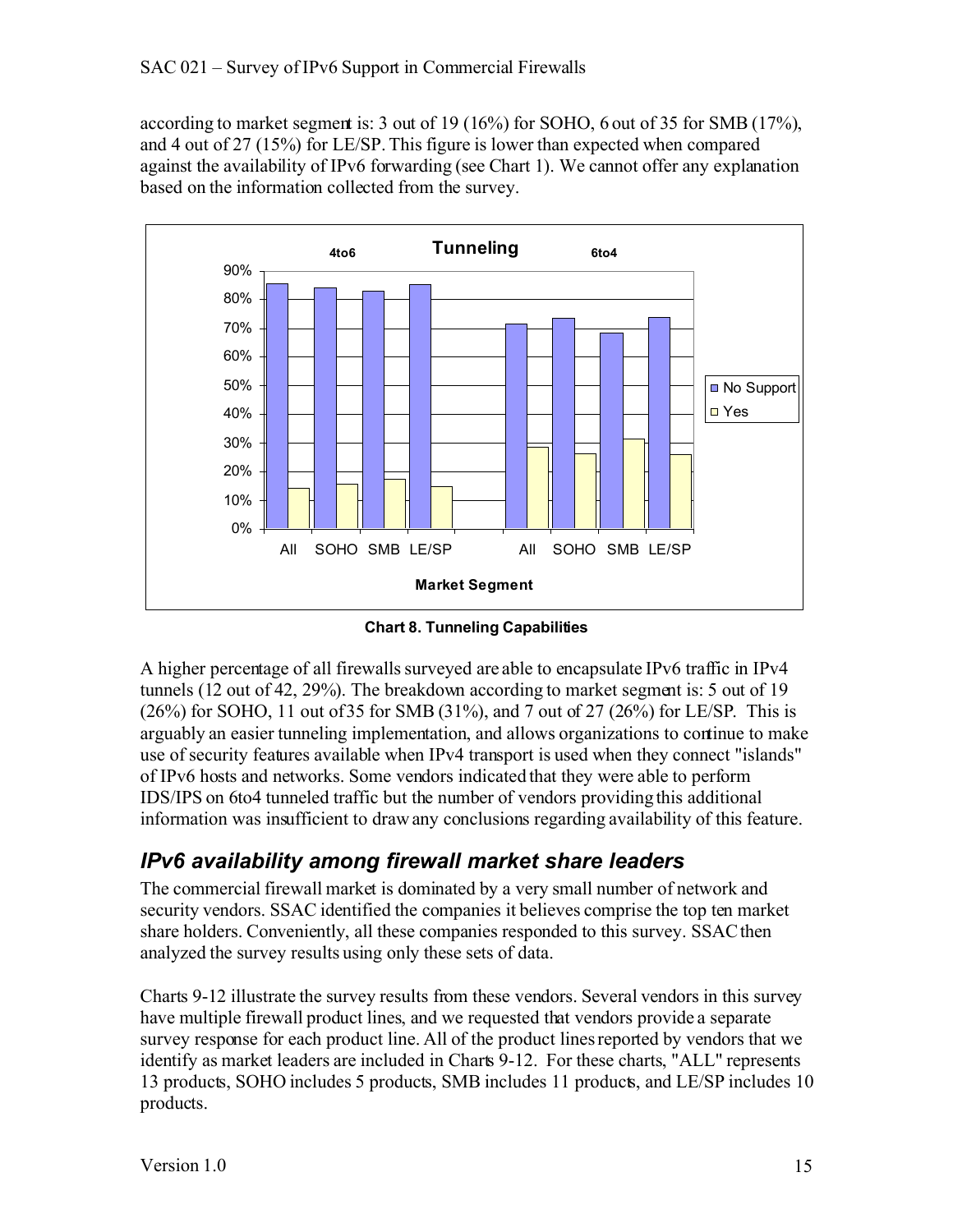according to market segment is: 3 out of 19 (16%) for SOHO, 6 out of 35 for SMB (17%), and 4 out of 27 (15%) for LE/SP. This figure is lower than expected when compared against the availability of IPv6 forwarding (see Chart 1). We cannot offer any explanation based on the information collected from the survey.

**Chart 8. Tunneling Capabilities**

A higher percentage of all firewalls surveyed are able to encapsulate IPv6 traffic in IPv4 tunnels (12 out of 42, 29%). The breakdown according to market segment is: 5 out of 19 (26%) for SOHO, 11 out of 35 for SMB (31%), and 7 out of 27 (26%) for LE/SP. This is arguably an easier tunneling implementation, and allows organizations to continue to make use of security features available when IPv4 transport is used when they connect "islands" of IPv6 hosts and networks. Some vendors indicated that they were able to perform IDS/IPS on 6to4 tunneled traffic but the number of vendors providing this additional information was insufficient to draw any conclusions regarding availability of this feature.

## *IPv6 availability among firewall market share leaders*

The commercial firewall market is dominated by a very small number of network and security vendors. SSAC identified the companies it believes comprise the top ten market share holders. Conveniently, all these companies responded to this survey. SSAC then analyzed the survey results using only these sets of data.

Charts 9-12 illustrate the survey results from these vendors. Several vendors in this survey have multiple firewall product lines, and we requested that vendors provide a separate survey response for each product line. All of the product lines reported by vendors that we identify as market leaders are included in Charts 9-12. For these charts, "ALL" represents 13 products, SOHO includes 5 products, SMB includes 11 products, and LE/SP includes 10 products.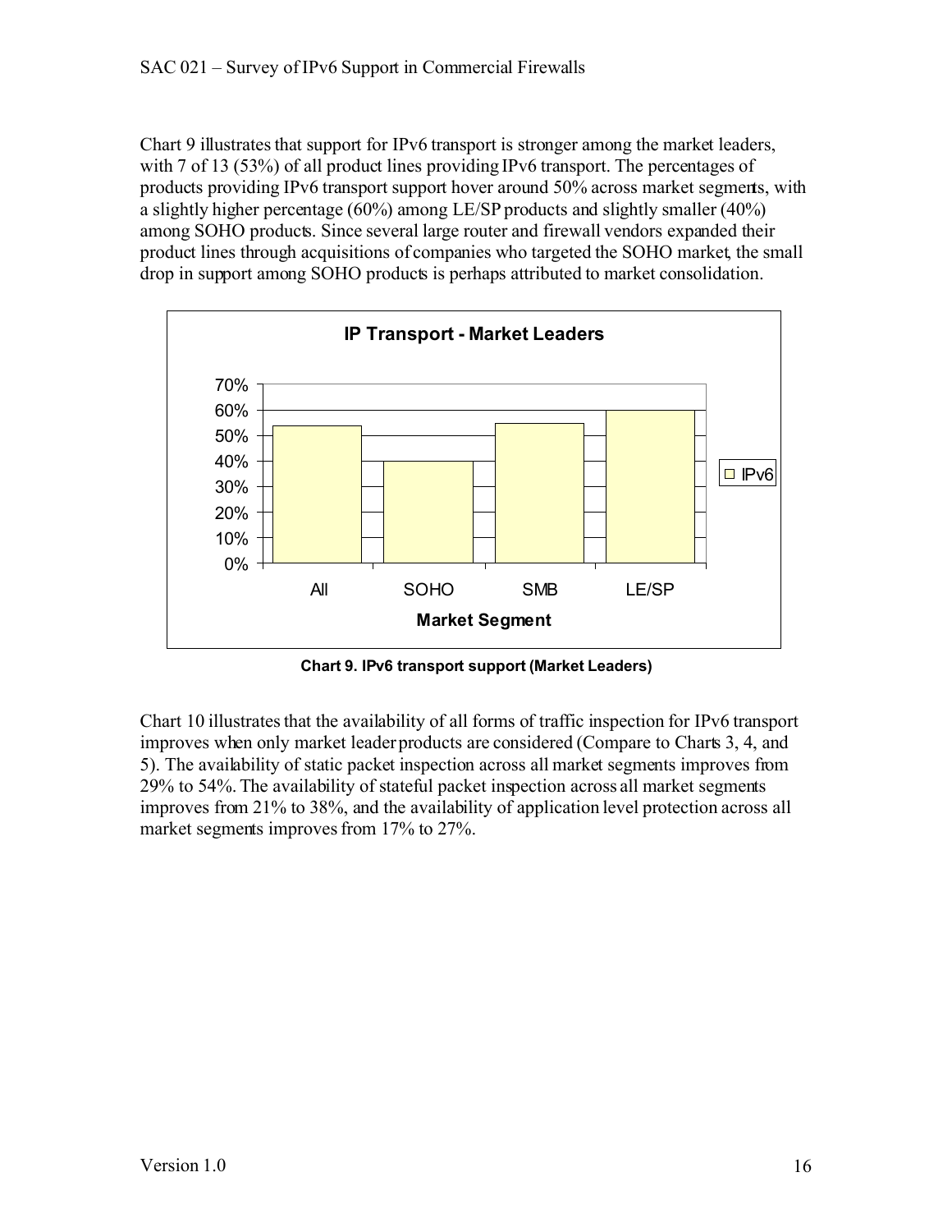Chart 9 illustrates that support for IPv6 transport is stronger among the market leaders, with 7 of 13 (53%) of all product lines providing IPv6 transport. The percentages of products providing IPv6 transport support hover around 50% across market segments, with a slightly higher percentage (60%) among LE/SP products and slightly smaller (40%) among SOHO products. Since several large router and firewall vendors expanded their product lines through acquisitions of companies who targeted the SOHO market, the small drop in support among SOHO products is perhaps attributed to market consolidation.

**Chart 9. IPv6 transport support (Market Leaders)**

Chart 10 illustrates that the availability of all forms of traffic inspection for IPv6 transport improves when only market leader products are considered (Compare to Charts 3, 4, and 5). The availability of static packet inspection across all market segments improves from 29% to 54%. The availability of stateful packet inspection across all market segments improves from 21% to 38%, and the availability of application level protection across all market segments improves from 17% to 27%.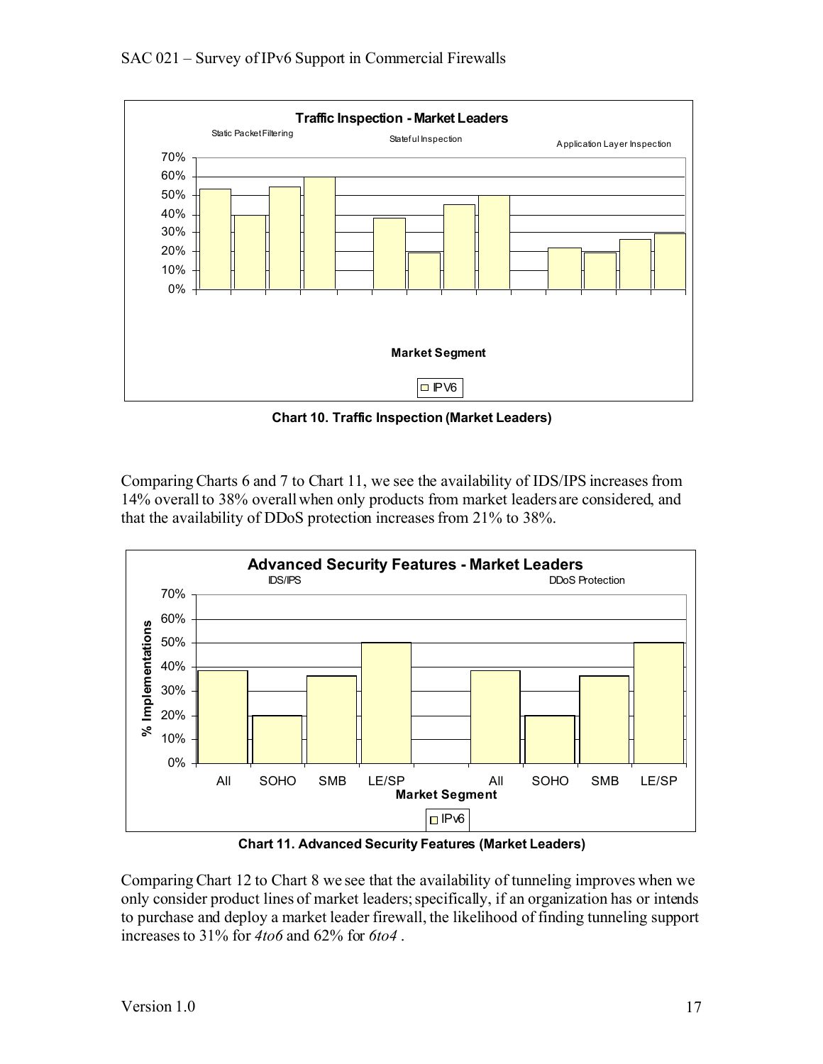Chart 10. Traffic Inspection (Market Leaders)

Comparing Charts 6 and 7 to Chart 11, we see the availability of IDS/IPS increases from 14% overall to 38% overall when only products from market leaders are considered, and that the availability of DDoS protection increases from 21% to 38%.

Chart 11. Advanced Security Features (Market Leaders)

Comparing Chart 12 to Chart 8 we see that the availability of tunneling improves when we only consider product lines of market leaders; specifically, if an organization has or intends to purchase and deploy a market leader firewall, the likelihood of finding tunneling support increases to 31% for *4to6* and 62% for *6to4* .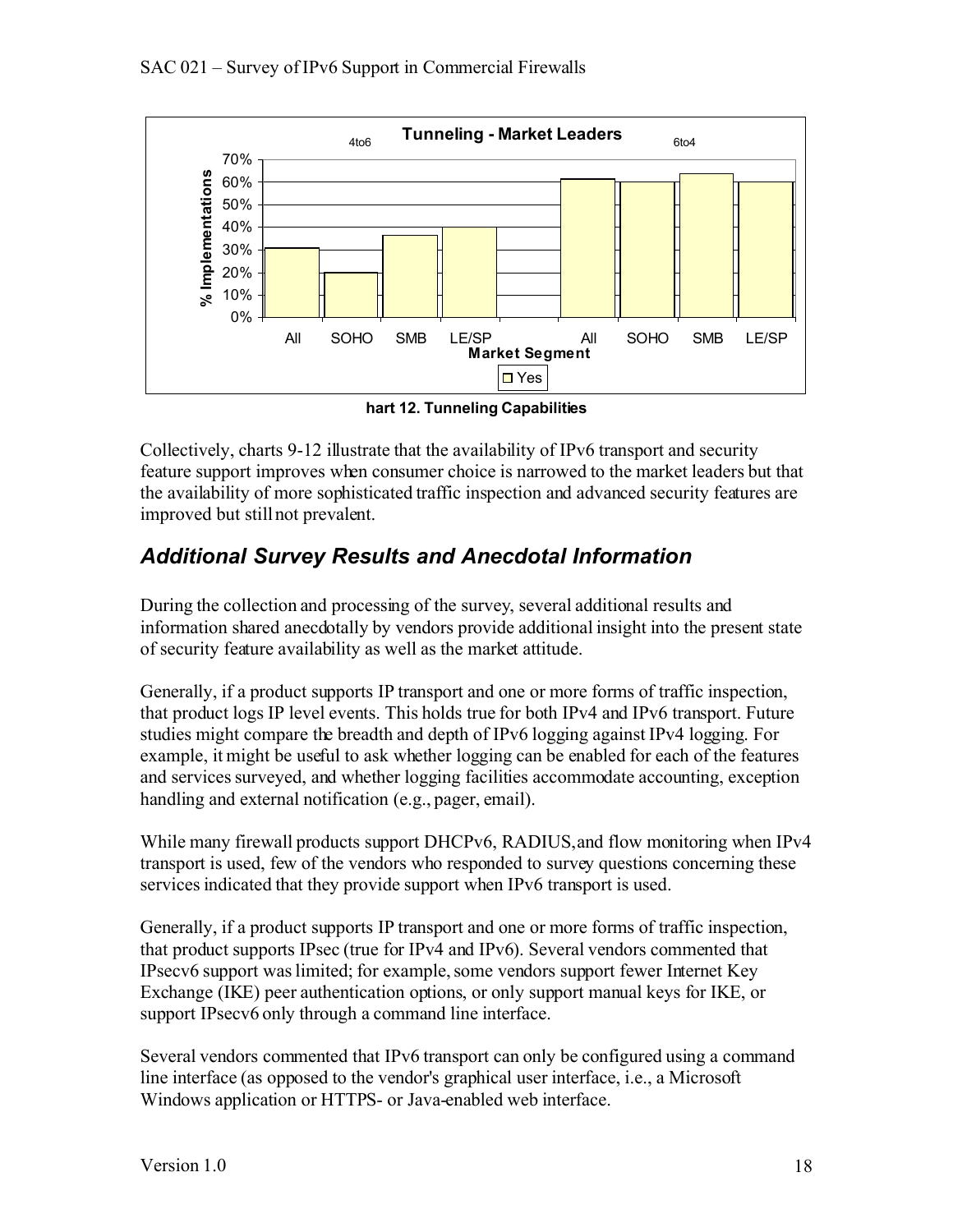hart 12. Tunneling Capabilities

Collectively, charts 9-12 illustrate that the availability of IPv6 transport and security feature support improves when consumer choice is narrowed to the market leaders but that the availability of more sophisticated traffic inspection and advanced security features are improved but still not prevalent.

## *Additional Survey Results and Anecdotal Information*

During the collection and processing of the survey, several additional results and information shared anecdotally by vendors provide additional insight into the present state of security feature availability as well as the market attitude.

Generally, if a product supports IP transport and one or more forms of traffic inspection, that product logs IP level events. This holds true for both IPv4 and IPv6 transport. Future studies might compare the breadth and depth of IPv6 logging against IPv4 logging. For example, it might be useful to ask whether logging can be enabled for each of the features and services surveyed, and whether logging facilities accommodate accounting, exception handling and external notification (e.g., pager, email).

While many firewall products support DHCPv6, RADIUS, and flow monitoring when IPv4 transport is used, few of the vendors who responded to survey questions concerning these services indicated that they provide support when IPv6 transport is used.

Generally, if a product supports IP transport and one or more forms of traffic inspection, that product supports IPsec (true for IPv4 and IPv6). Several vendors commented that IPsecv6 support was limited; for example, some vendors support fewer Internet Key Exchange (IKE) peer authentication options, or only support manual keys for IKE, or support IPsecv6 only through a command line interface.

Several vendors commented that IPv6 transport can only be configured using a command line interface (as opposed to the vendor's graphical user interface, i.e., a Microsoft Windows application or HTTPS- or Java-enabled web interface.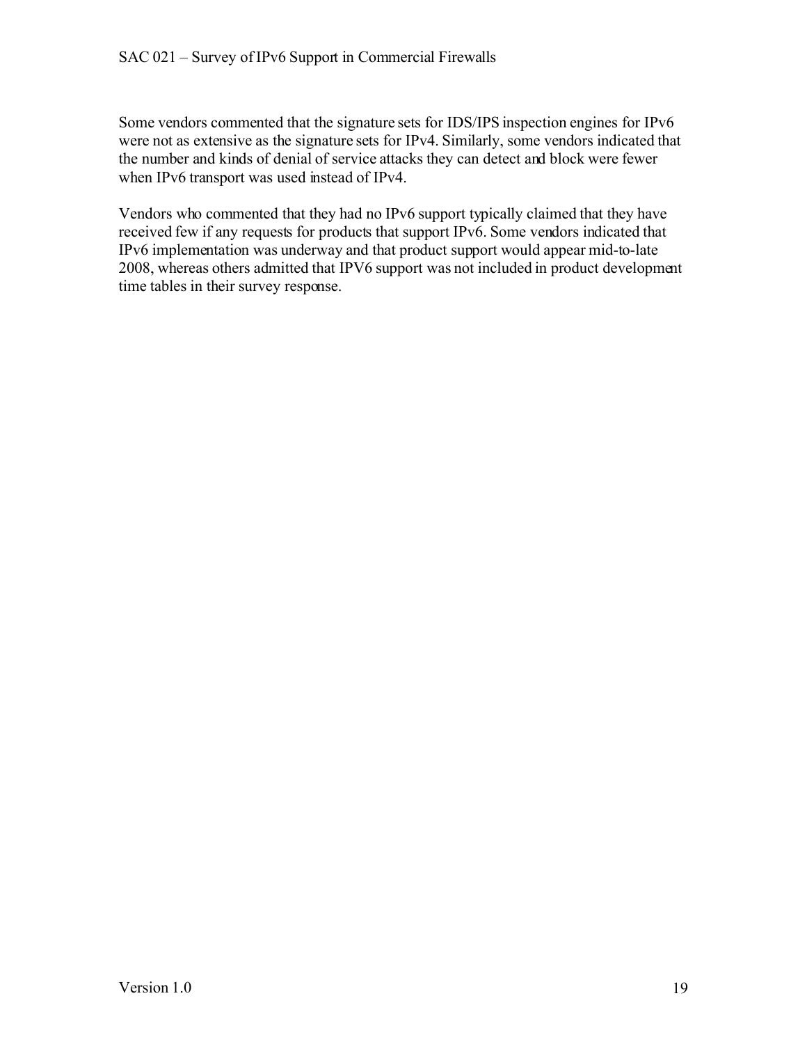Some vendors commented that the signature sets for IDS/IPS inspection engines for IPv6 were not as extensive as the signature sets for IPv4. Similarly, some vendors indicated that the number and kinds of denial of service attacks they can detect and block were fewer when IPv6 transport was used instead of IPv4.

Vendors who commented that they had no IPv6 support typically claimed that they have received few if any requests for products that support IPv6. Some vendors indicated that IPv6 implementation was underway and that product support would appear mid-to-late 2008, whereas others admitted that IPV6 support was not included in product development time tables in their survey response.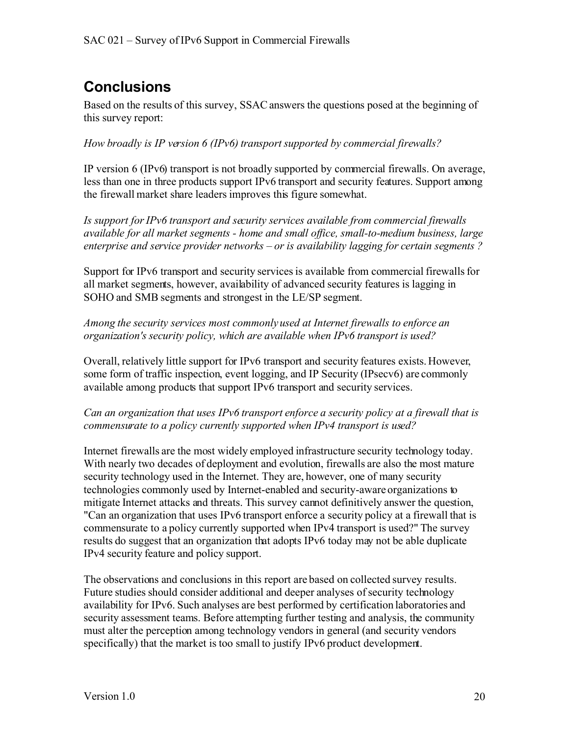## Conclusions

Based on the results of this survey, SSAC answers the questions posed at the beginning of this survey report:

*How broadly is IP version 6 (IPv6) transport supported by commercial firewalls?*

IP version 6 (IPv6) transport is not broadly supported by commercial firewalls. On average, less than one in three products support IPv6 transport and security features. Support among the firewall market share leaders improves this figure somewhat.

*Is support for IPv6 transport and security services available from commercial firewalls available for all market segments - home and small office, small-to-medium business, large enterprise and service provider networks – or is availability lagging for certain segments ?*

Support for IPv6 transport and security services is available from commercial firewalls for all market segments, however, availability of advanced security features is lagging in SOHO and SMB segments and strongest in the LE/SP segment.

*Among the security services most commonly used at Internet firewalls to enforce an organization's security policy, which are available when IPv6 transport is used?*

Overall, relatively little support for IPv6 transport and security features exists. However, some form of traffic inspection, event logging, and IP Security (IPsecv6) are commonly available among products that support IPv6 transport and security services.

*Can an organization that uses IPv6 transport enforce a security policy at a firewall that is commensurate to a policy currently supported when IPv4 transport is used?*

Internet firewalls are the most widely employed infrastructure security technology today. With nearly two decades of deployment and evolution, firewalls are also the most mature security technology used in the Internet. They are, however, one of many security technologies commonly used by Internet-enabled and security-aware organizations to mitigate Internet attacks and threats. This survey cannot definitively answer the question, "Can an organization that uses IPv6 transport enforce a security policy at a firewall that is commensurate to a policy currently supported when IPv4 transport is used?" The survey results do suggest that an organization that adopts IPv6 today may not be able duplicate IPv4 security feature and policy support.

The observations and conclusions in this report are based on collected survey results. Future studies should consider additional and deeper analyses of security technology availability for IPv6. Such analyses are best performed by certification laboratories and security assessment teams. Before attempting further testing and analysis, the community must alter the perception among technology vendors in general (and security vendors specifically) that the market is too small to justify IPv6 product development.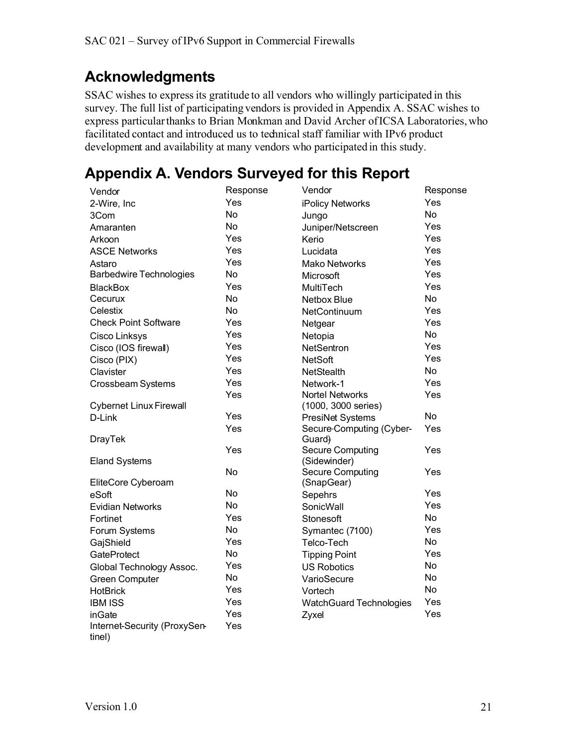## Acknowledgments

SSAC wishes to express its gratitude to all vendors who willingly participated in this survey. The full list of participating vendors is provided in Appendix A. SSAC wishes to express particular thanks to Brian Monkman and David Archer of ICSA Laboratories, who facilitated contact and introduced us to technical staff familiar with IPv6 product development and availability at many vendors who participated in this study.

## Appendix A. Vendors Surveyed for this Report

| Vendor | Response | Vendor | Response |
|---|---|---|---|
| 2-Wire, Inc | Yes | iPolicy Networks | Yes |
| 3Com | No | Jungo | No |
| Amaranten | No | Juniper/Netscreen | Yes |
| Arkoon | Yes | Kerio | Yes |
| ASCE Networks | Yes | Lucidata | Yes |
| Astaro | Yes | Mako Networks | Yes |
| Barbedwire Technologies | No | Microsoft | Yes |
| BlackBox | Yes | MultiTech | Yes |
| Cecurux | No | Netbox Blue | No |
| Celestix | No | NetContinuum | Yes |
| Check Point Software | Yes | Netgear | Yes |
| Cisco Linksys | Yes | Netopia | No |
| Cisco (IOS firewall) | Yes | NetSentron | Yes |
| Cisco (PIX) | Yes | NetSoft | Yes |
| Clavister | Yes | NetStealth | No |
| Crossbeam Systems | Yes | Network-1 | Yes |
| Cybernet Linux Firewall | Yes | Nortel Networks (1000, 3000 series) | Yes |
| D-Link | Yes | PresiNet Systems | No |
| DrayTek | Yes | Secure-Computing (Cyber-Guard) | Yes |
| Eland Systems | Yes | Secure Computing (Sidewinder) | Yes |
| EliteCore Cyberoam | No | Secure Computing (SnapGear) | Yes |
| eSoft | No | Sepehrs | Yes |
| Evidian Networks | No | SonicWall | Yes |
| Fortinet | Yes | Stonesoft | No |
| Forum Systems | No | Symantec (7100) | Yes |
| GajShield | Yes | Telco-Tech | No |
| GateProtect | No | Tipping Point | Yes |
| Global Technology Assoc. | Yes | US Robotics | No |
| Green Computer | No | VarioSecure | No |
| HotBrick | Yes | Vortech | No |
| IBM ISS | Yes | WatchGuard Technologies | Yes |
| inGate | Yes | Zyxel | Yes |
| Internet-Security (ProxySentinel) | Yes | | |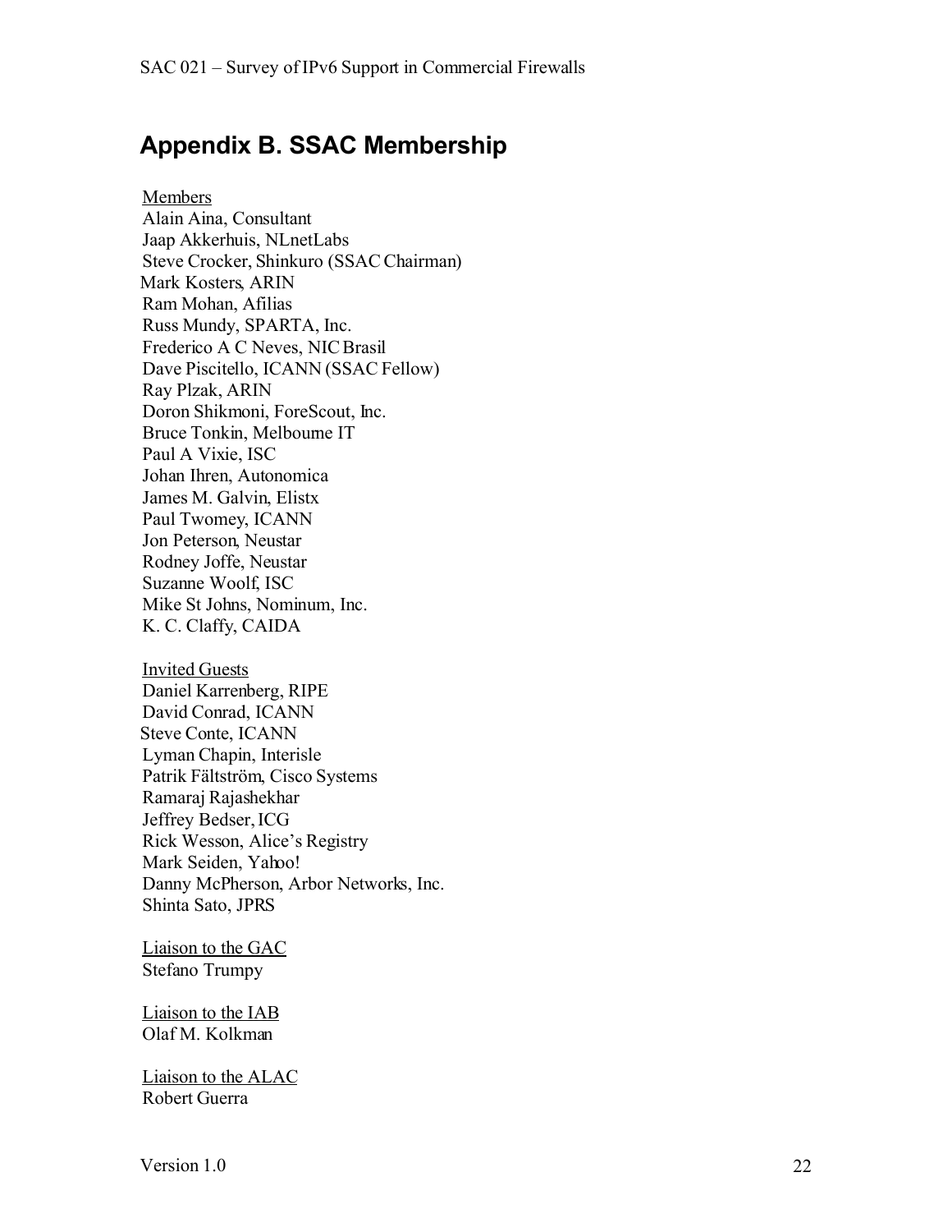# Appendix B. SSAC Membership

Members
Alain Aina, Consultant
Jaap Akkerhuis, NLnetLabs
Steve Crocker, Shinkuro (SSAC Chairman)
Mark Kosters, ARIN
Ram Mohan, Afilias
Russ Mundy, SPARTA, Inc.
Frederico A C Neves, NIC Brasil
Dave Piscitello, ICANN (SSAC Fellow)
Ray Plzak, ARIN
Doron Shikmoni, ForeScout, Inc.
Bruce Tonkin, Melbourne IT
Paul A Vixie, ISC
Johan Ihren, Autonomica
James M. Galvin, Elistx
Paul Twomey, ICANN
Jon Peterson, Neustar
Rodney Joffe, Neustar
Suzanne Woolf, ISC
Mike St Johns, Nominum, Inc.
K. C. Claffy, CAIDA

Invited Guests
Daniel Karrenberg, RIPE
David Conrad, ICANN
Steve Conte, ICANN
Lyman Chapin, Interisle
Patrik Fältström, Cisco Systems
Ramaraj Rajashekhar
Jeffrey Bedser, ICG
Rick Wesson, Alice's Registry
Mark Seiden, Yahoo!
Danny McPherson, Arbor Networks, Inc.
Shinta Sato, JPRS

Liaison to the GAC
Stefano Trumpy

Liaison to the IAB
Olaf M. Kolkman

Liaison to the ALAC
Robert Guerra